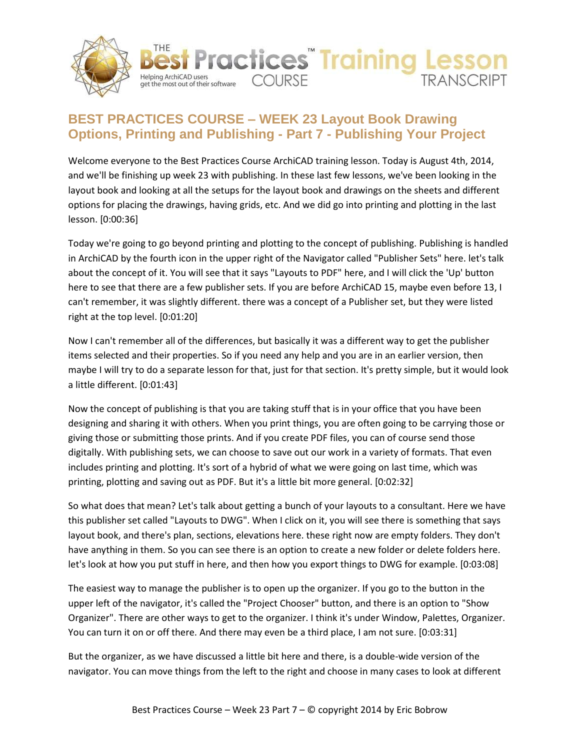# BEST PRACTICES COURSE – WEEK 23 Layout Book Drawing Options, Printing and Publishing - Part 7 - Publishing Your Project

Welcome everyone to the Best Practices Course ArchiCAD training lesson. Today is August 4th, 2014, and we'll be finishing up week 23 with publishing. In these last few lessons, we've been looking in the layout book and looking at all the setups for the layout book and drawings on the sheets and different options for placing the drawings, having grids, etc. And we did go into printing and plotting in the last lesson. [0:00:36]

Today we're going to go beyond printing and plotting to the concept of publishing. Publishing is handled in ArchiCAD by the fourth icon in the upper right of the Navigator called "Publisher Sets" here. let's talk about the concept of it. You will see that it says "Layouts to PDF" here, and I will click the 'Up' button here to see that there are a few publisher sets. If you are before ArchiCAD 15, maybe even before 13, I can't remember, it was slightly different. there was a concept of a Publisher set, but they were listed right at the top level. [0:01:20]

Now I can't remember all of the differences, but basically it was a different way to get the publisher items selected and their properties. So if you need any help and you are in an earlier version, then maybe I will try to do a separate lesson for that, just for that section. It's pretty simple, but it would look a little different. [0:01:43]

Now the concept of publishing is that you are taking stuff that is in your office that you have been designing and sharing it with others. When you print things, you are often going to be carrying those or giving those or submitting those prints. And if you create PDF files, you can of course send those digitally. With publishing sets, we can choose to save out our work in a variety of formats. That even includes printing and plotting. It's sort of a hybrid of what we were going on last time, which was printing, plotting and saving out as PDF. But it's a little bit more general. [0:02:32]

So what does that mean? Let's talk about getting a bunch of your layouts to a consultant. Here we have this publisher set called "Layouts to DWG". When I click on it, you will see there is something that says layout book, and there's plan, sections, elevations here. these right now are empty folders. They don't have anything in them. So you can see there is an option to create a new folder or delete folders here. let's look at how you put stuff in here, and then how you export things to DWG for example. [0:03:08]

The easiest way to manage the publisher is to open up the organizer. If you go to the button in the upper left of the navigator, it's called the "Project Chooser" button, and there is an option to "Show Organizer". There are other ways to get to the organizer. I think it's under Window, Palettes, Organizer. You can turn it on or off there. And there may even be a third place, I am not sure. [0:03:31]

But the organizer, as we have discussed a little bit here and there, is a double-wide version of the navigator. You can move things from the left to the right and choose in many cases to look at different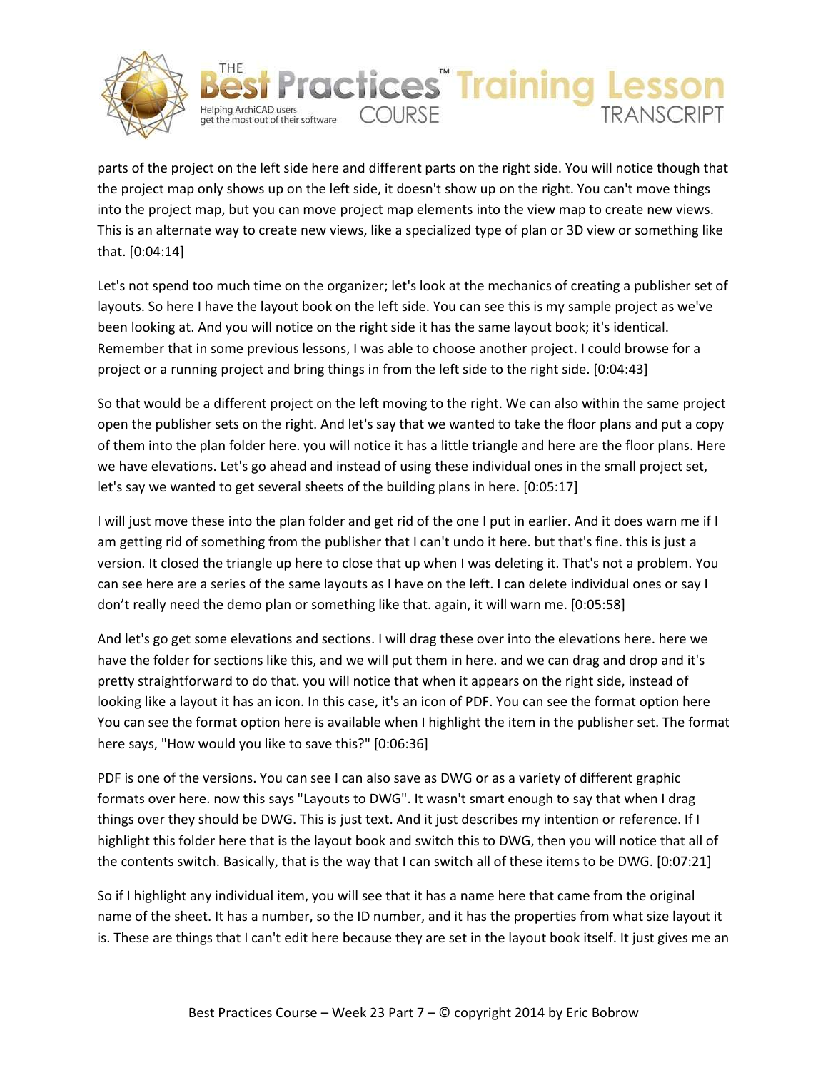parts of the project on the left side here and different parts on the right side. You will notice though that the project map only shows up on the left side, it doesn't show up on the right. You can't move things into the project map, but you can move project map elements into the view map to create new views. This is an alternate way to create new views, like a specialized type of plan or 3D view or something like that. [0:04:14]

Let's not spend too much time on the organizer; let's look at the mechanics of creating a publisher set of layouts. So here I have the layout book on the left side. You can see this is my sample project as we've been looking at. And you will notice on the right side it has the same layout book; it's identical. Remember that in some previous lessons, I was able to choose another project. I could browse for a project or a running project and bring things in from the left side to the right side. [0:04:43]

So that would be a different project on the left moving to the right. We can also within the same project open the publisher sets on the right. And let's say that we wanted to take the floor plans and put a copy of them into the plan folder here. you will notice it has a little triangle and here are the floor plans. Here we have elevations. Let's go ahead and instead of using these individual ones in the small project set, let's say we wanted to get several sheets of the building plans in here. [0:05:17]

I will just move these into the plan folder and get rid of the one I put in earlier. And it does warn me if I am getting rid of something from the publisher that I can't undo it here. but that's fine. this is just a version. It closed the triangle up here to close that up when I was deleting it. That's not a problem. You can see here are a series of the same layouts as I have on the left. I can delete individual ones or say I don't really need the demo plan or something like that. again, it will warn me. [0:05:58]

And let's go get some elevations and sections. I will drag these over into the elevations here. here we have the folder for sections like this, and we will put them in here. and we can drag and drop and it's pretty straightforward to do that. you will notice that when it appears on the right side, instead of looking like a layout it has an icon. In this case, it's an icon of PDF. You can see the format option here You can see the format option here is available when I highlight the item in the publisher set. The format here says, "How would you like to save this?" [0:06:36]

PDF is one of the versions. You can see I can also save as DWG or as a variety of different graphic formats over here. now this says "Layouts to DWG". It wasn't smart enough to say that when I drag things over they should be DWG. This is just text. And it just describes my intention or reference. If I highlight this folder here that is the layout book and switch this to DWG, then you will notice that all of the contents switch. Basically, that is the way that I can switch all of these items to be DWG. [0:07:21]

So if I highlight any individual item, you will see that it has a name here that came from the original name of the sheet. It has a number, so the ID number, and it has the properties from what size layout it is. These are things that I can't edit here because they are set in the layout book itself. It just gives me an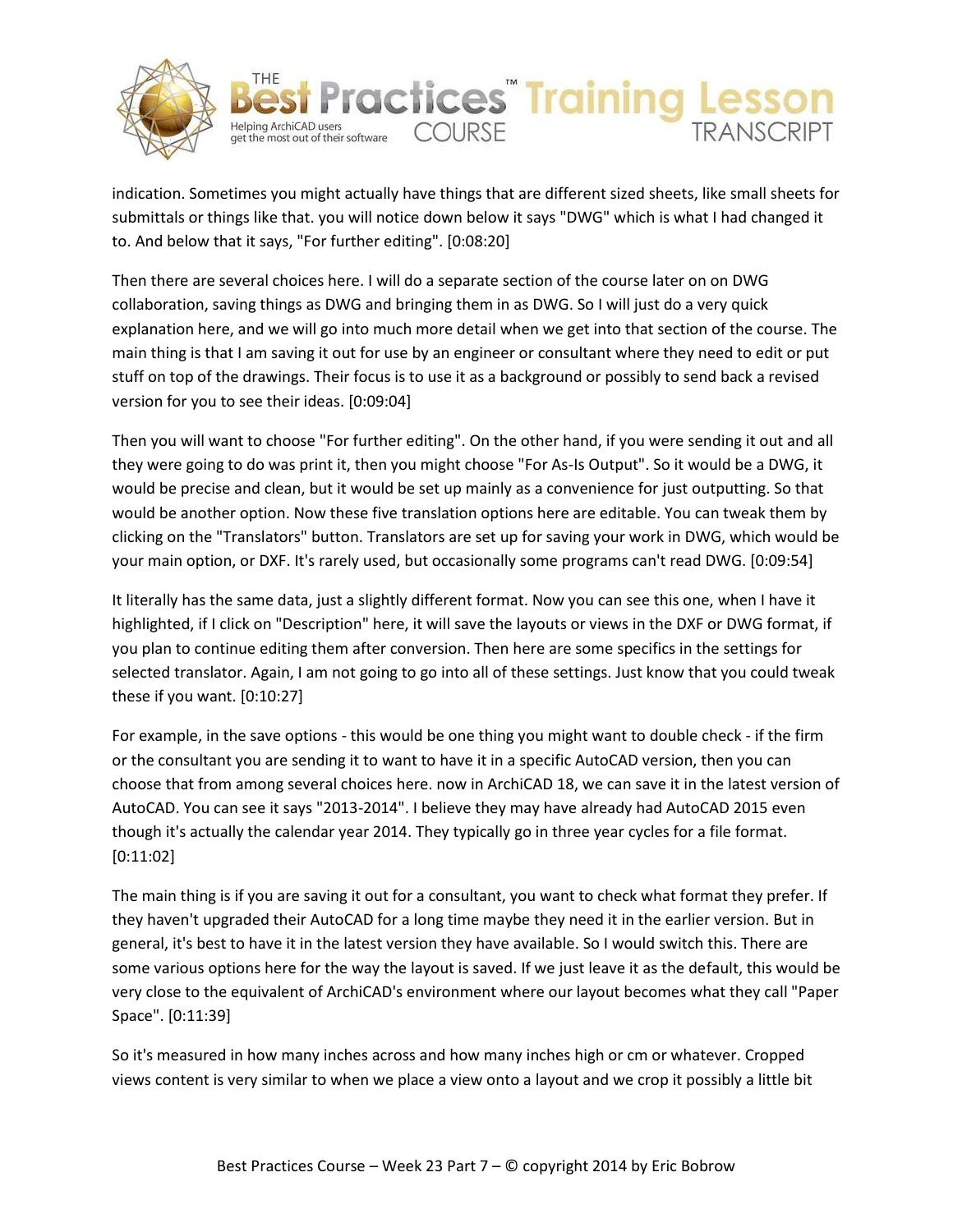indication. Sometimes you might actually have things that are different sized sheets, like small sheets for submittals or things like that. you will notice down below it says "DWG" which is what I had changed it to. And below that it says, "For further editing". [0:08:20]

Then there are several choices here. I will do a separate section of the course later on on DWG collaboration, saving things as DWG and bringing them in as DWG. So I will just do a very quick explanation here, and we will go into much more detail when we get into that section of the course. The main thing is that I am saving it out for use by an engineer or consultant where they need to edit or put stuff on top of the drawings. Their focus is to use it as a background or possibly to send back a revised version for you to see their ideas. [0:09:04]

Then you will want to choose "For further editing". On the other hand, if you were sending it out and all they were going to do was print it, then you might choose "For As-Is Output". So it would be a DWG, it would be precise and clean, but it would be set up mainly as a convenience for just outputting. So that would be another option. Now these five translation options here are editable. You can tweak them by clicking on the "Translators" button. Translators are set up for saving your work in DWG, which would be your main option, or DXF. It's rarely used, but occasionally some programs can't read DWG. [0:09:54]

It literally has the same data, just a slightly different format. Now you can see this one, when I have it highlighted, if I click on "Description" here, it will save the layouts or views in the DXF or DWG format, if you plan to continue editing them after conversion. Then here are some specifics in the settings for selected translator. Again, I am not going to go into all of these settings. Just know that you could tweak these if you want. [0:10:27]

For example, in the save options - this would be one thing you might want to double check - if the firm or the consultant you are sending it to want to have it in a specific AutoCAD version, then you can choose that from among several choices here. now in ArchiCAD 18, we can save it in the latest version of AutoCAD. You can see it says "2013-2014". I believe they may have already had AutoCAD 2015 even though it's actually the calendar year 2014. They typically go in three year cycles for a file format. [0:11:02]

The main thing is if you are saving it out for a consultant, you want to check what format they prefer. If they haven't upgraded their AutoCAD for a long time maybe they need it in the earlier version. But in general, it's best to have it in the latest version they have available. So I would switch this. There are some various options here for the way the layout is saved. If we just leave it as the default, this would be very close to the equivalent of ArchiCAD's environment where our layout becomes what they call "Paper Space". [0:11:39]

So it's measured in how many inches across and how many inches high or cm or whatever. Cropped views content is very similar to when we place a view onto a layout and we crop it possibly a little bit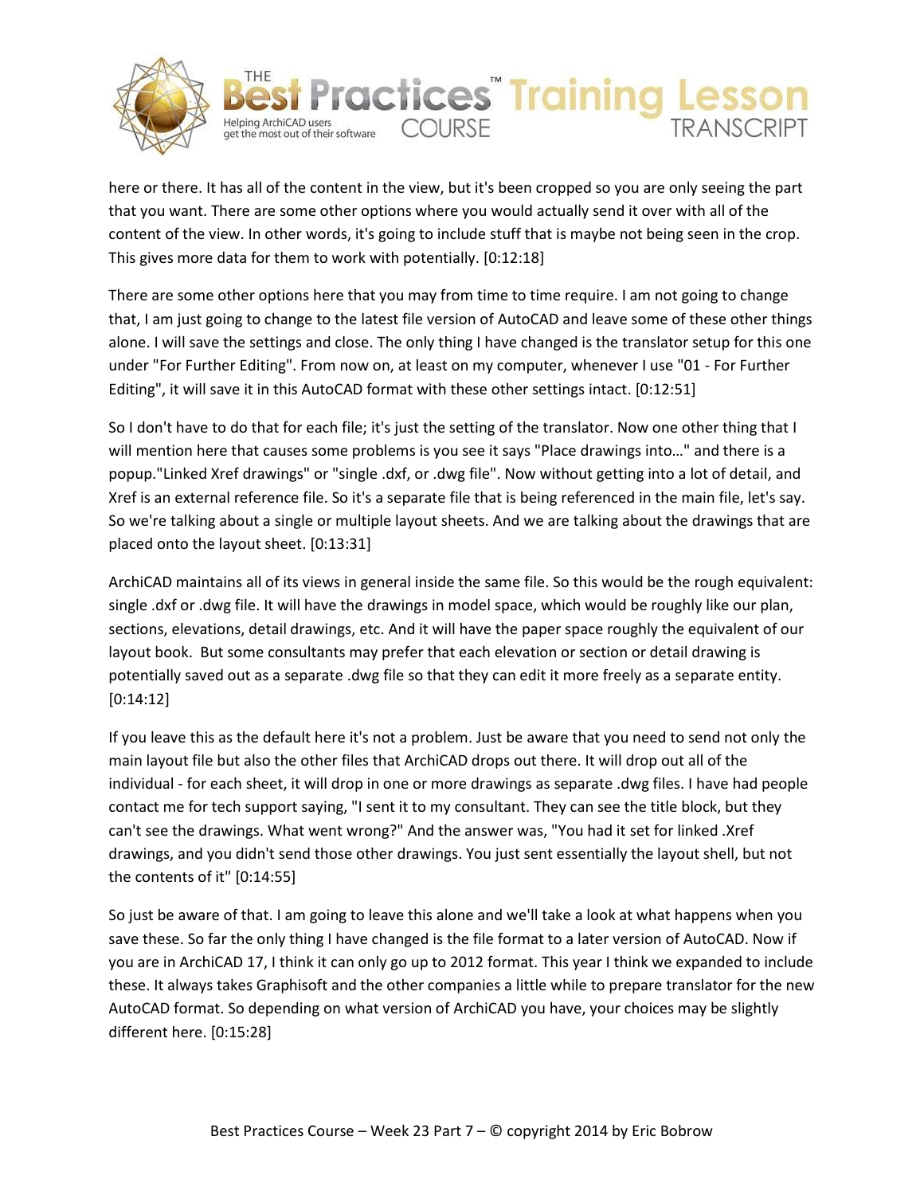here or there. It has all of the content in the view, but it's been cropped so you are only seeing the part that you want. There are some other options where you would actually send it over with all of the content of the view. In other words, it's going to include stuff that is maybe not being seen in the crop. This gives more data for them to work with potentially. [0:12:18]

There are some other options here that you may from time to time require. I am not going to change that, I am just going to change to the latest file version of AutoCAD and leave some of these other things alone. I will save the settings and close. The only thing I have changed is the translator setup for this one under "For Further Editing". From now on, at least on my computer, whenever I use "01 - For Further Editing", it will save it in this AutoCAD format with these other settings intact. [0:12:51]

So I don't have to do that for each file; it's just the setting of the translator. Now one other thing that I will mention here that causes some problems is you see it says "Place drawings into…" and there is a popup."Linked Xref drawings" or "single .dxf, or .dwg file". Now without getting into a lot of detail, and Xref is an external reference file. So it's a separate file that is being referenced in the main file, let's say. So we're talking about a single or multiple layout sheets. And we are talking about the drawings that are placed onto the layout sheet. [0:13:31]

ArchiCAD maintains all of its views in general inside the same file. So this would be the rough equivalent: single .dxf or .dwg file. It will have the drawings in model space, which would be roughly like our plan, sections, elevations, detail drawings, etc. And it will have the paper space roughly the equivalent of our layout book. But some consultants may prefer that each elevation or section or detail drawing is potentially saved out as a separate .dwg file so that they can edit it more freely as a separate entity. [0:14:12]

If you leave this as the default here it's not a problem. Just be aware that you need to send not only the main layout file but also the other files that ArchiCAD drops out there. It will drop out all of the individual - for each sheet, it will drop in one or more drawings as separate .dwg files. I have had people contact me for tech support saying, "I sent it to my consultant. They can see the title block, but they can't see the drawings. What went wrong?" And the answer was, "You had it set for linked .Xref drawings, and you didn't send those other drawings. You just sent essentially the layout shell, but not the contents of it" [0:14:55]

So just be aware of that. I am going to leave this alone and we'll take a look at what happens when you save these. So far the only thing I have changed is the file format to a later version of AutoCAD. Now if you are in ArchiCAD 17, I think it can only go up to 2012 format. This year I think we expanded to include these. It always takes Graphisoft and the other companies a little while to prepare translator for the new AutoCAD format. So depending on what version of ArchiCAD you have, your choices may be slightly different here. [0:15:28]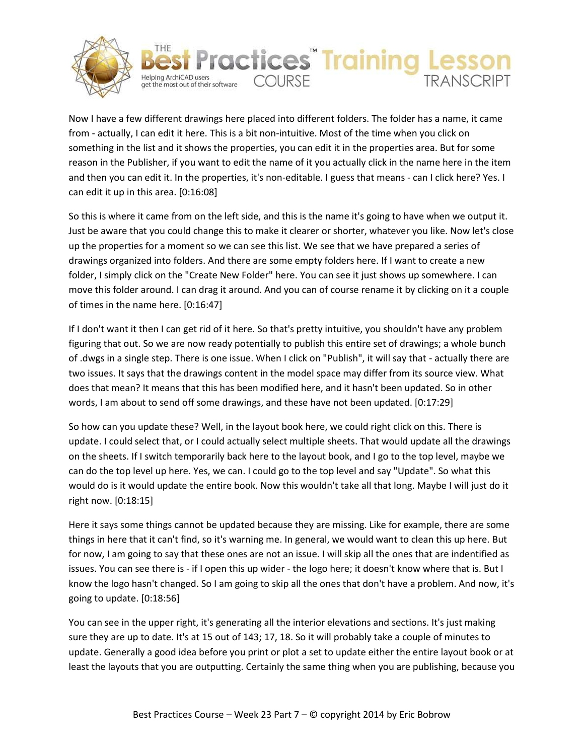Now I have a few different drawings here placed into different folders. The folder has a name, it came from - actually, I can edit it here. This is a bit non-intuitive. Most of the time when you click on something in the list and it shows the properties, you can edit it in the properties area. But for some reason in the Publisher, if you want to edit the name of it you actually click in the name here in the item and then you can edit it. In the properties, it's non-editable. I guess that means - can I click here? Yes. I can edit it up in this area. [0:16:08]

So this is where it came from on the left side, and this is the name it's going to have when we output it. Just be aware that you could change this to make it clearer or shorter, whatever you like. Now let's close up the properties for a moment so we can see this list. We see that we have prepared a series of drawings organized into folders. And there are some empty folders here. If I want to create a new folder, I simply click on the "Create New Folder" here. You can see it just shows up somewhere. I can move this folder around. I can drag it around. And you can of course rename it by clicking on it a couple of times in the name here. [0:16:47]

If I don't want it then I can get rid of it here. So that's pretty intuitive, you shouldn't have any problem figuring that out. So we are now ready potentially to publish this entire set of drawings; a whole bunch of .dwgs in a single step. There is one issue. When I click on "Publish", it will say that - actually there are two issues. It says that the drawings content in the model space may differ from its source view. What does that mean? It means that this has been modified here, and it hasn't been updated. So in other words, I am about to send off some drawings, and these have not been updated. [0:17:29]

So how can you update these? Well, in the layout book here, we could right click on this. There is update. I could select that, or I could actually select multiple sheets. That would update all the drawings on the sheets. If I switch temporarily back here to the layout book, and I go to the top level, maybe we can do the top level up here. Yes, we can. I could go to the top level and say "Update". So what this would do is it would update the entire book. Now this wouldn't take all that long. Maybe I will just do it right now. [0:18:15]

Here it says some things cannot be updated because they are missing. Like for example, there are some things in here that it can't find, so it's warning me. In general, we would want to clean this up here. But for now, I am going to say that these ones are not an issue. I will skip all the ones that are indentified as issues. You can see there is - if I open this up wider - the logo here; it doesn't know where that is. But I know the logo hasn't changed. So I am going to skip all the ones that don't have a problem. And now, it's going to update. [0:18:56]

You can see in the upper right, it's generating all the interior elevations and sections. It's just making sure they are up to date. It's at 15 out of 143; 17, 18. So it will probably take a couple of minutes to update. Generally a good idea before you print or plot a set to update either the entire layout book or at least the layouts that you are outputting. Certainly the same thing when you are publishing, because you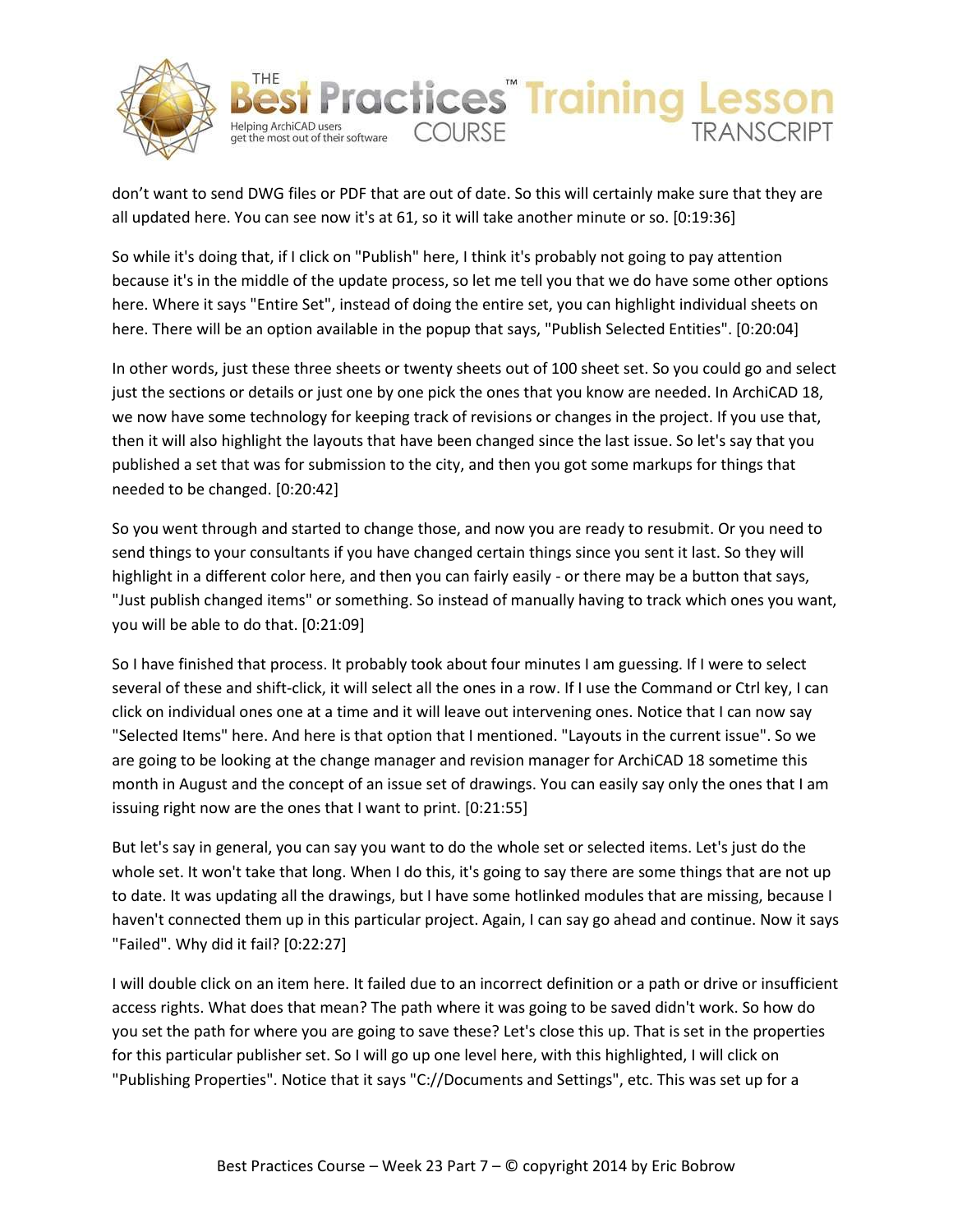don't want to send DWG files or PDF that are out of date. So this will certainly make sure that they are all updated here. You can see now it's at 61, so it will take another minute or so. [0:19:36]

So while it's doing that, if I click on "Publish" here, I think it's probably not going to pay attention because it's in the middle of the update process, so let me tell you that we do have some other options here. Where it says "Entire Set", instead of doing the entire set, you can highlight individual sheets on here. There will be an option available in the popup that says, "Publish Selected Entities". [0:20:04]

In other words, just these three sheets or twenty sheets out of 100 sheet set. So you could go and select just the sections or details or just one by one pick the ones that you know are needed. In ArchiCAD 18, we now have some technology for keeping track of revisions or changes in the project. If you use that, then it will also highlight the layouts that have been changed since the last issue. So let's say that you published a set that was for submission to the city, and then you got some markups for things that needed to be changed. [0:20:42]

So you went through and started to change those, and now you are ready to resubmit. Or you need to send things to your consultants if you have changed certain things since you sent it last. So they will highlight in a different color here, and then you can fairly easily - or there may be a button that says, "Just publish changed items" or something. So instead of manually having to track which ones you want, you will be able to do that. [0:21:09]

So I have finished that process. It probably took about four minutes I am guessing. If I were to select several of these and shift-click, it will select all the ones in a row. If I use the Command or Ctrl key, I can click on individual ones one at a time and it will leave out intervening ones. Notice that I can now say "Selected Items" here. And here is that option that I mentioned. "Layouts in the current issue". So we are going to be looking at the change manager and revision manager for ArchiCAD 18 sometime this month in August and the concept of an issue set of drawings. You can easily say only the ones that I am issuing right now are the ones that I want to print. [0:21:55]

But let's say in general, you can say you want to do the whole set or selected items. Let's just do the whole set. It won't take that long. When I do this, it's going to say there are some things that are not up to date. It was updating all the drawings, but I have some hotlinked modules that are missing, because I haven't connected them up in this particular project. Again, I can say go ahead and continue. Now it says "Failed". Why did it fail? [0:22:27]

I will double click on an item here. It failed due to an incorrect definition or a path or drive or insufficient access rights. What does that mean? The path where it was going to be saved didn't work. So how do you set the path for where you are going to save these? Let's close this up. That is set in the properties for this particular publisher set. So I will go up one level here, with this highlighted, I will click on "Publishing Properties". Notice that it says "C://Documents and Settings", etc. This was set up for a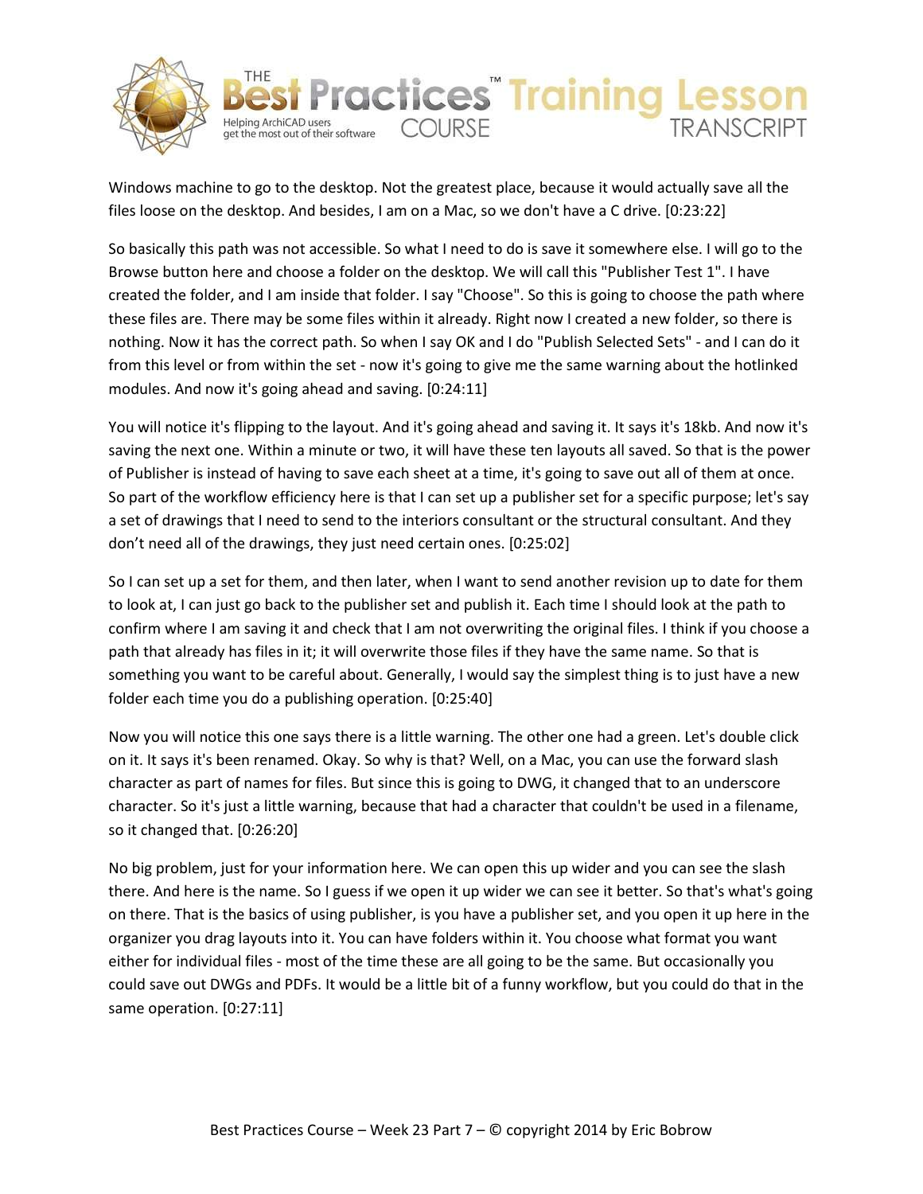Windows machine to go to the desktop. Not the greatest place, because it would actually save all the files loose on the desktop. And besides, I am on a Mac, so we don't have a C drive. [0:23:22]

So basically this path was not accessible. So what I need to do is save it somewhere else. I will go to the Browse button here and choose a folder on the desktop. We will call this "Publisher Test 1". I have created the folder, and I am inside that folder. I say "Choose". So this is going to choose the path where these files are. There may be some files within it already. Right now I created a new folder, so there is nothing. Now it has the correct path. So when I say OK and I do "Publish Selected Sets" - and I can do it from this level or from within the set - now it's going to give me the same warning about the hotlinked modules. And now it's going ahead and saving. [0:24:11]

You will notice it's flipping to the layout. And it's going ahead and saving it. It says it's 18kb. And now it's saving the next one. Within a minute or two, it will have these ten layouts all saved. So that is the power of Publisher is instead of having to save each sheet at a time, it's going to save out all of them at once. So part of the workflow efficiency here is that I can set up a publisher set for a specific purpose; let's say a set of drawings that I need to send to the interiors consultant or the structural consultant. And they don't need all of the drawings, they just need certain ones. [0:25:02]

So I can set up a set for them, and then later, when I want to send another revision up to date for them to look at, I can just go back to the publisher set and publish it. Each time I should look at the path to confirm where I am saving it and check that I am not overwriting the original files. I think if you choose a path that already has files in it; it will overwrite those files if they have the same name. So that is something you want to be careful about. Generally, I would say the simplest thing is to just have a new folder each time you do a publishing operation. [0:25:40]

Now you will notice this one says there is a little warning. The other one had a green. Let's double click on it. It says it's been renamed. Okay. So why is that? Well, on a Mac, you can use the forward slash character as part of names for files. But since this is going to DWG, it changed that to an underscore character. So it's just a little warning, because that had a character that couldn't be used in a filename, so it changed that. [0:26:20]

No big problem, just for your information here. We can open this up wider and you can see the slash there. And here is the name. So I guess if we open it up wider we can see it better. So that's what's going on there. That is the basics of using publisher, is you have a publisher set, and you open it up here in the organizer you drag layouts into it. You can have folders within it. You choose what format you want either for individual files - most of the time these are all going to be the same. But occasionally you could save out DWGs and PDFs. It would be a little bit of a funny workflow, but you could do that in the same operation. [0:27:11]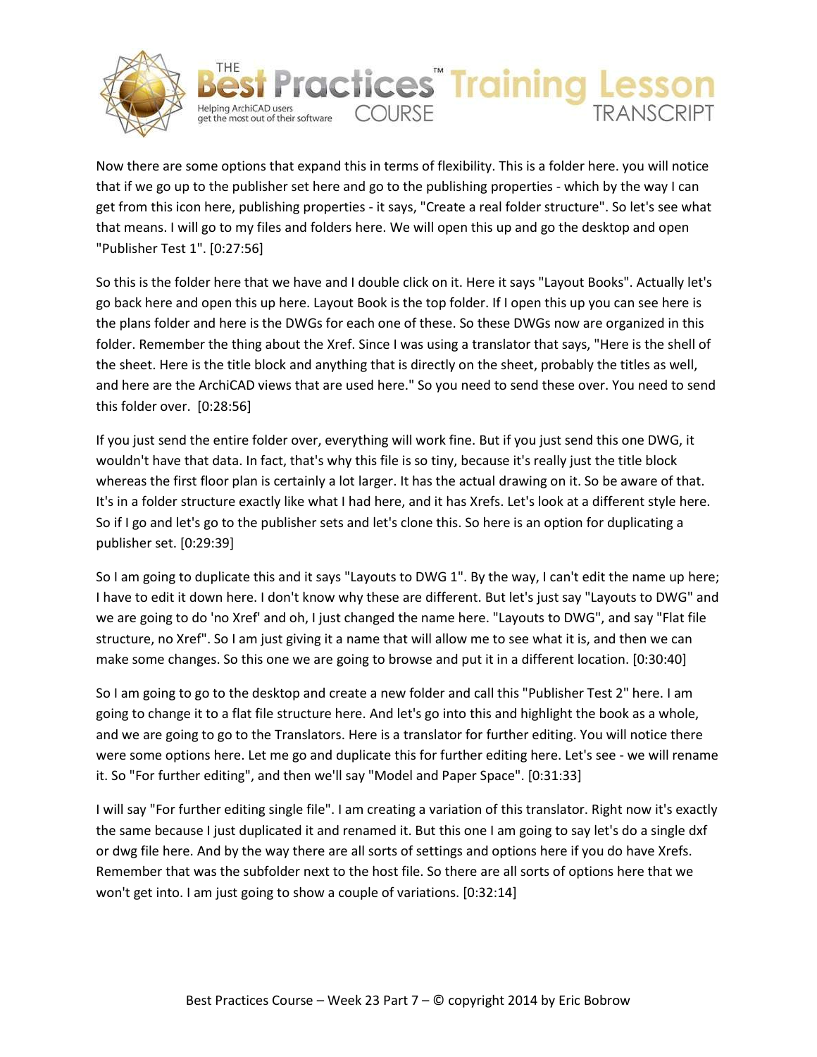Now there are some options that expand this in terms of flexibility. This is a folder here. you will notice that if we go up to the publisher set here and go to the publishing properties - which by the way I can get from this icon here, publishing properties - it says, "Create a real folder structure". So let's see what that means. I will go to my files and folders here. We will open this up and go the desktop and open "Publisher Test 1". [0:27:56]

So this is the folder here that we have and I double click on it. Here it says "Layout Books". Actually let's go back here and open this up here. Layout Book is the top folder. If I open this up you can see here is the plans folder and here is the DWGs for each one of these. So these DWGs now are organized in this folder. Remember the thing about the Xref. Since I was using a translator that says, "Here is the shell of the sheet. Here is the title block and anything that is directly on the sheet, probably the titles as well, and here are the ArchiCAD views that are used here." So you need to send these over. You need to send this folder over. [0:28:56]

If you just send the entire folder over, everything will work fine. But if you just send this one DWG, it wouldn't have that data. In fact, that's why this file is so tiny, because it's really just the title block whereas the first floor plan is certainly a lot larger. It has the actual drawing on it. So be aware of that. It's in a folder structure exactly like what I had here, and it has Xrefs. Let's look at a different style here. So if I go and let's go to the publisher sets and let's clone this. So here is an option for duplicating a publisher set. [0:29:39]

So I am going to duplicate this and it says "Layouts to DWG 1". By the way, I can't edit the name up here; I have to edit it down here. I don't know why these are different. But let's just say "Layouts to DWG" and we are going to do 'no Xref' and oh, I just changed the name here. "Layouts to DWG", and say "Flat file structure, no Xref". So I am just giving it a name that will allow me to see what it is, and then we can make some changes. So this one we are going to browse and put it in a different location. [0:30:40]

So I am going to go to the desktop and create a new folder and call this "Publisher Test 2" here. I am going to change it to a flat file structure here. And let's go into this and highlight the book as a whole, and we are going to go to the Translators. Here is a translator for further editing. You will notice there were some options here. Let me go and duplicate this for further editing here. Let's see - we will rename it. So "For further editing", and then we'll say "Model and Paper Space". [0:31:33]

I will say "For further editing single file". I am creating a variation of this translator. Right now it's exactly the same because I just duplicated it and renamed it. But this one I am going to say let's do a single dxf or dwg file here. And by the way there are all sorts of settings and options here if you do have Xrefs. Remember that was the subfolder next to the host file. So there are all sorts of options here that we won't get into. I am just going to show a couple of variations. [0:32:14]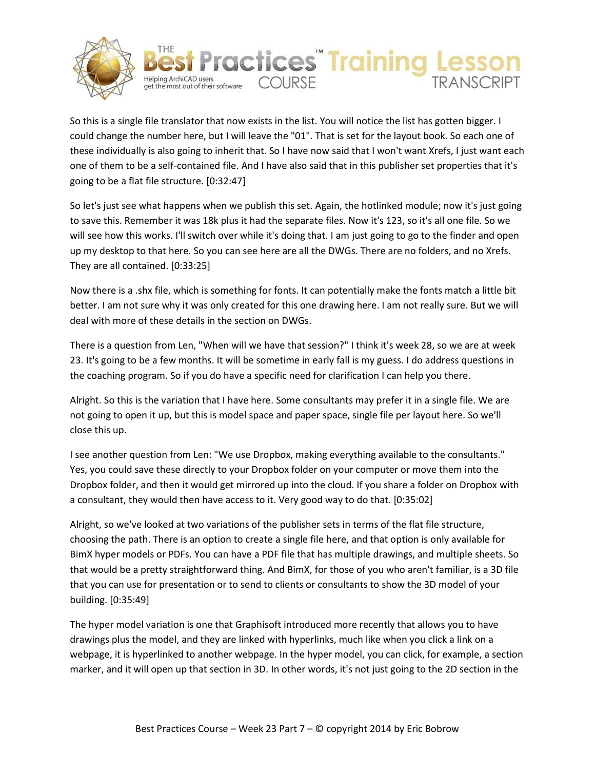So this is a single file translator that now exists in the list. You will notice the list has gotten bigger. I could change the number here, but I will leave the "01". That is set for the layout book. So each one of these individually is also going to inherit that. So I have now said that I won't want Xrefs, I just want each one of them to be a self-contained file. And I have also said that in this publisher set properties that it's going to be a flat file structure. [0:32:47]

So let's just see what happens when we publish this set. Again, the hotlinked module; now it's just going to save this. Remember it was 18k plus it had the separate files. Now it's 123, so it's all one file. So we will see how this works. I'll switch over while it's doing that. I am just going to go to the finder and open up my desktop to that here. So you can see here are all the DWGs. There are no folders, and no Xrefs. They are all contained. [0:33:25]

Now there is a .shx file, which is something for fonts. It can potentially make the fonts match a little bit better. I am not sure why it was only created for this one drawing here. I am not really sure. But we will deal with more of these details in the section on DWGs.

There is a question from Len, "When will we have that session?" I think it's week 28, so we are at week 23. It's going to be a few months. It will be sometime in early fall is my guess. I do address questions in the coaching program. So if you do have a specific need for clarification I can help you there.

Alright. So this is the variation that I have here. Some consultants may prefer it in a single file. We are not going to open it up, but this is model space and paper space, single file per layout here. So we'll close this up.

I see another question from Len: "We use Dropbox, making everything available to the consultants." Yes, you could save these directly to your Dropbox folder on your computer or move them into the Dropbox folder, and then it would get mirrored up into the cloud. If you share a folder on Dropbox with a consultant, they would then have access to it. Very good way to do that. [0:35:02]

Alright, so we've looked at two variations of the publisher sets in terms of the flat file structure, choosing the path. There is an option to create a single file here, and that option is only available for BimX hyper models or PDFs. You can have a PDF file that has multiple drawings, and multiple sheets. So that would be a pretty straightforward thing. And BimX, for those of you who aren't familiar, is a 3D file that you can use for presentation or to send to clients or consultants to show the 3D model of your building. [0:35:49]

The hyper model variation is one that Graphisoft introduced more recently that allows you to have drawings plus the model, and they are linked with hyperlinks, much like when you click a link on a webpage, it is hyperlinked to another webpage. In the hyper model, you can click, for example, a section marker, and it will open up that section in 3D. In other words, it's not just going to the 2D section in the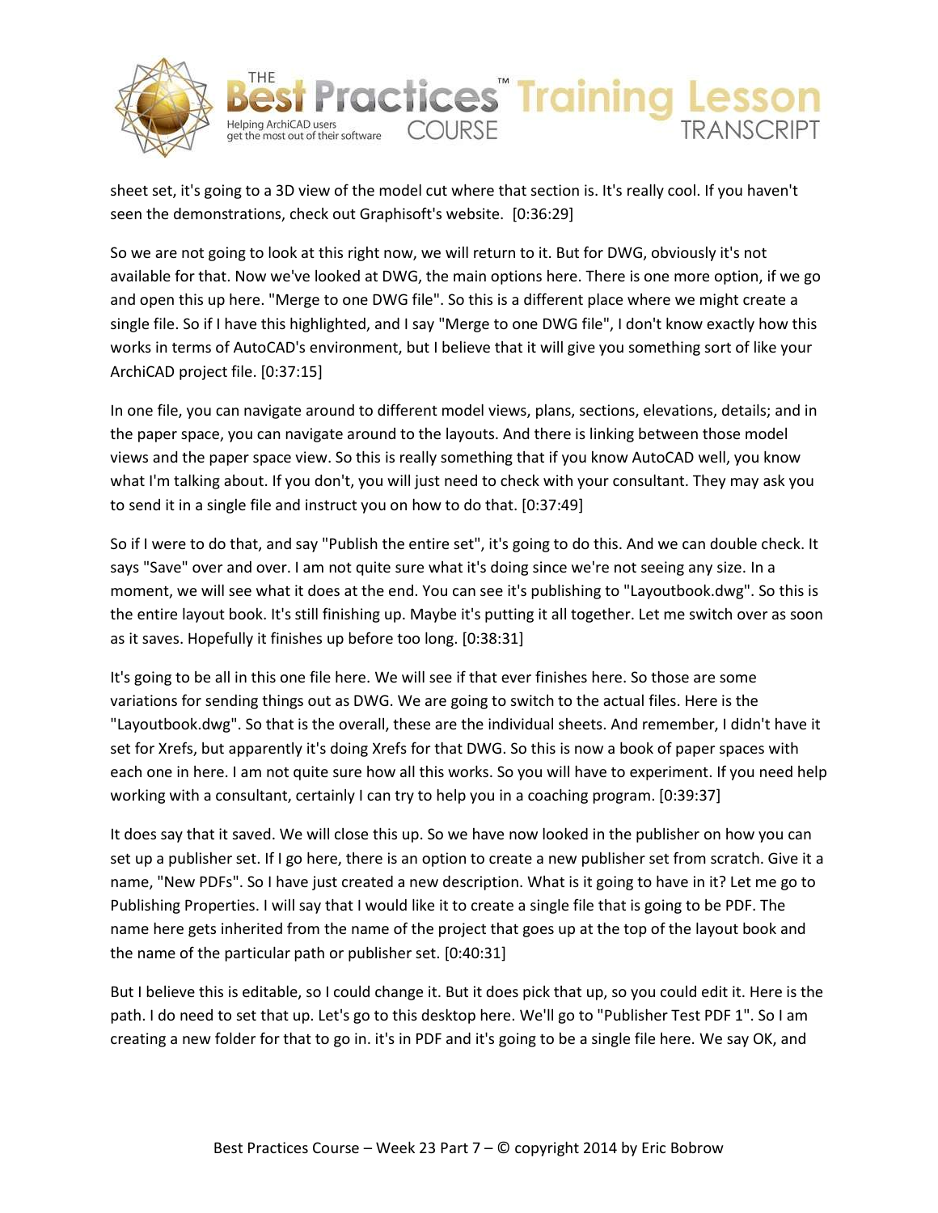sheet set, it's going to a 3D view of the model cut where that section is. It's really cool. If you haven't seen the demonstrations, check out Graphisoft's website. [0:36:29]

So we are not going to look at this right now, we will return to it. But for DWG, obviously it's not available for that. Now we've looked at DWG, the main options here. There is one more option, if we go and open this up here. "Merge to one DWG file". So this is a different place where we might create a single file. So if I have this highlighted, and I say "Merge to one DWG file", I don't know exactly how this works in terms of AutoCAD's environment, but I believe that it will give you something sort of like your ArchiCAD project file. [0:37:15]

In one file, you can navigate around to different model views, plans, sections, elevations, details; and in the paper space, you can navigate around to the layouts. And there is linking between those model views and the paper space view. So this is really something that if you know AutoCAD well, you know what I'm talking about. If you don't, you will just need to check with your consultant. They may ask you to send it in a single file and instruct you on how to do that. [0:37:49]

So if I were to do that, and say "Publish the entire set", it's going to do this. And we can double check. It says "Save" over and over. I am not quite sure what it's doing since we're not seeing any size. In a moment, we will see what it does at the end. You can see it's publishing to "Layoutbook.dwg". So this is the entire layout book. It's still finishing up. Maybe it's putting it all together. Let me switch over as soon as it saves. Hopefully it finishes up before too long. [0:38:31]

It's going to be all in this one file here. We will see if that ever finishes here. So those are some variations for sending things out as DWG. We are going to switch to the actual files. Here is the "Layoutbook.dwg". So that is the overall, these are the individual sheets. And remember, I didn't have it set for Xrefs, but apparently it's doing Xrefs for that DWG. So this is now a book of paper spaces with each one in here. I am not quite sure how all this works. So you will have to experiment. If you need help working with a consultant, certainly I can try to help you in a coaching program. [0:39:37]

It does say that it saved. We will close this up. So we have now looked in the publisher on how you can set up a publisher set. If I go here, there is an option to create a new publisher set from scratch. Give it a name, "New PDFs". So I have just created a new description. What is it going to have in it? Let me go to Publishing Properties. I will say that I would like it to create a single file that is going to be PDF. The name here gets inherited from the name of the project that goes up at the top of the layout book and the name of the particular path or publisher set. [0:40:31]

But I believe this is editable, so I could change it. But it does pick that up, so you could edit it. Here is the path. I do need to set that up. Let's go to this desktop here. We'll go to "Publisher Test PDF 1". So I am creating a new folder for that to go in. it's in PDF and it's going to be a single file here. We say OK, and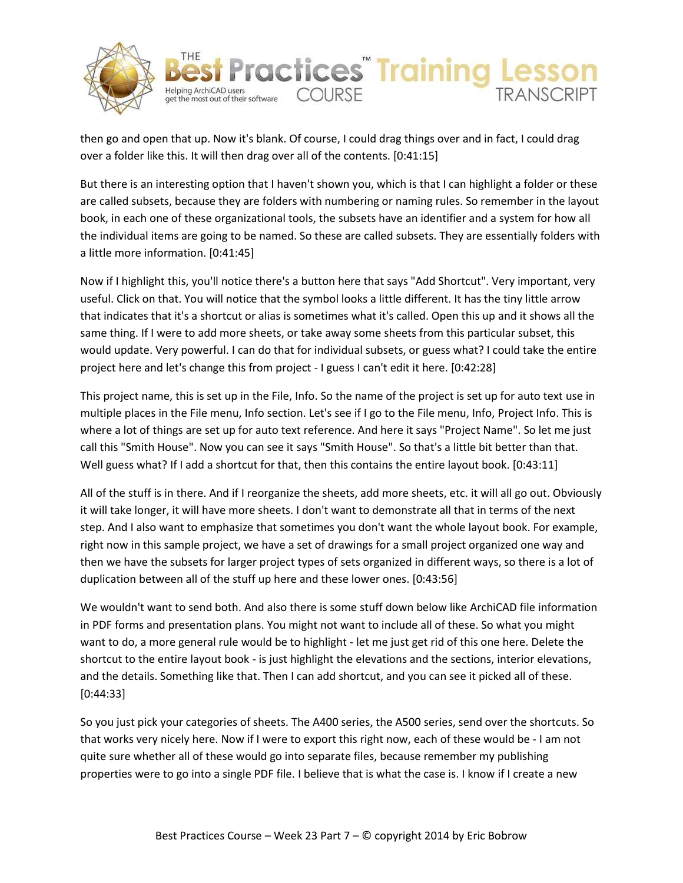then go and open that up. Now it's blank. Of course, I could drag things over and in fact, I could drag over a folder like this. It will then drag over all of the contents. [0:41:15]

But there is an interesting option that I haven't shown you, which is that I can highlight a folder or these are called subsets, because they are folders with numbering or naming rules. So remember in the layout book, in each one of these organizational tools, the subsets have an identifier and a system for how all the individual items are going to be named. So these are called subsets. They are essentially folders with a little more information. [0:41:45]

Now if I highlight this, you'll notice there's a button here that says "Add Shortcut". Very important, very useful. Click on that. You will notice that the symbol looks a little different. It has the tiny little arrow that indicates that it's a shortcut or alias is sometimes what it's called. Open this up and it shows all the same thing. If I were to add more sheets, or take away some sheets from this particular subset, this would update. Very powerful. I can do that for individual subsets, or guess what? I could take the entire project here and let's change this from project - I guess I can't edit it here. [0:42:28]

This project name, this is set up in the File, Info. So the name of the project is set up for auto text use in multiple places in the File menu, Info section. Let's see if I go to the File menu, Info, Project Info. This is where a lot of things are set up for auto text reference. And here it says "Project Name". So let me just call this "Smith House". Now you can see it says "Smith House". So that's a little bit better than that. Well guess what? If I add a shortcut for that, then this contains the entire layout book. [0:43:11]

All of the stuff is in there. And if I reorganize the sheets, add more sheets, etc. it will all go out. Obviously it will take longer, it will have more sheets. I don't want to demonstrate all that in terms of the next step. And I also want to emphasize that sometimes you don't want the whole layout book. For example, right now in this sample project, we have a set of drawings for a small project organized one way and then we have the subsets for larger project types of sets organized in different ways, so there is a lot of duplication between all of the stuff up here and these lower ones. [0:43:56]

We wouldn't want to send both. And also there is some stuff down below like ArchiCAD file information in PDF forms and presentation plans. You might not want to include all of these. So what you might want to do, a more general rule would be to highlight - let me just get rid of this one here. Delete the shortcut to the entire layout book - is just highlight the elevations and the sections, interior elevations, and the details. Something like that. Then I can add shortcut, and you can see it picked all of these. [0:44:33]

So you just pick your categories of sheets. The A400 series, the A500 series, send over the shortcuts. So that works very nicely here. Now if I were to export this right now, each of these would be - I am not quite sure whether all of these would go into separate files, because remember my publishing properties were to go into a single PDF file. I believe that is what the case is. I know if I create a new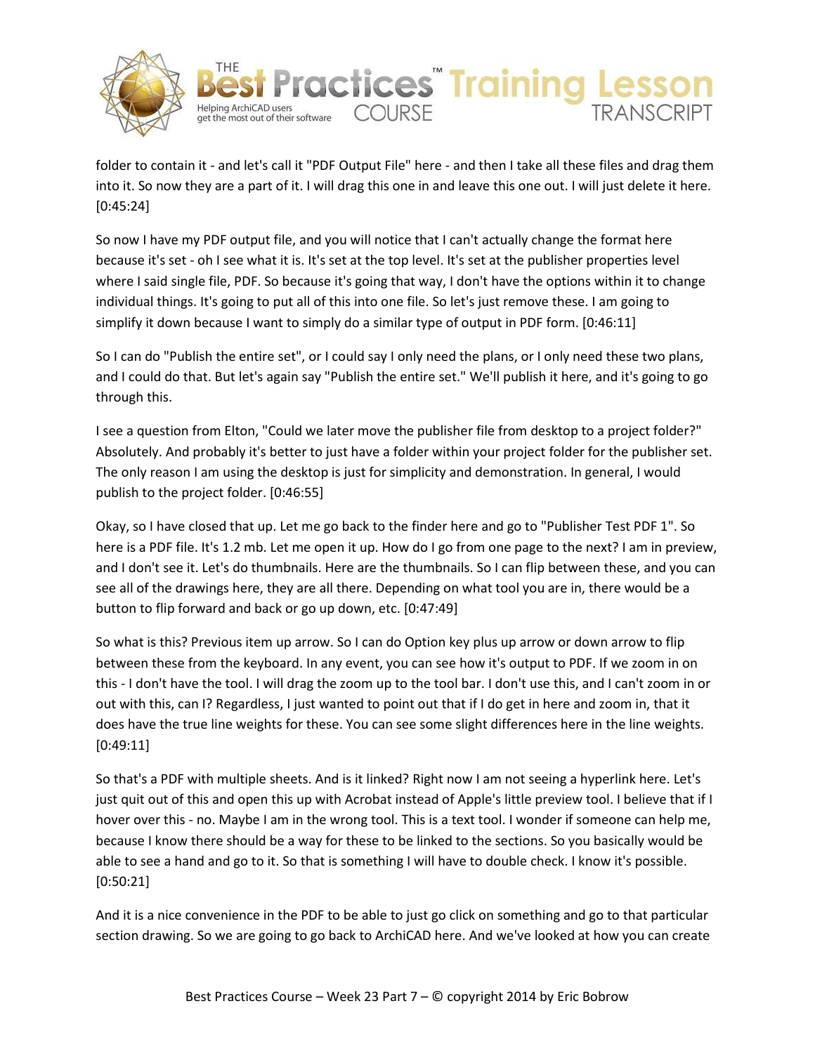folder to contain it - and let's call it "PDF Output File" here - and then I take all these files and drag them into it. So now they are a part of it. I will drag this one in and leave this one out. I will just delete it here. [0:45:24]

So now I have my PDF output file, and you will notice that I can't actually change the format here because it's set - oh I see what it is. It's set at the top level. It's set at the publisher properties level where I said single file, PDF. So because it's going that way, I don't have the options within it to change individual things. It's going to put all of this into one file. So let's just remove these. I am going to simplify it down because I want to simply do a similar type of output in PDF form. [0:46:11]

So I can do "Publish the entire set", or I could say I only need the plans, or I only need these two plans, and I could do that. But let's again say "Publish the entire set." We'll publish it here, and it's going to go through this.

I see a question from Elton, "Could we later move the publisher file from desktop to a project folder?" Absolutely. And probably it's better to just have a folder within your project folder for the publisher set. The only reason I am using the desktop is just for simplicity and demonstration. In general, I would publish to the project folder. [0:46:55]

Okay, so I have closed that up. Let me go back to the finder here and go to "Publisher Test PDF 1". So here is a PDF file. It's 1.2 mb. Let me open it up. How do I go from one page to the next? I am in preview, and I don't see it. Let's do thumbnails. Here are the thumbnails. So I can flip between these, and you can see all of the drawings here, they are all there. Depending on what tool you are in, there would be a button to flip forward and back or go up down, etc. [0:47:49]

So what is this? Previous item up arrow. So I can do Option key plus up arrow or down arrow to flip between these from the keyboard. In any event, you can see how it's output to PDF. If we zoom in on this - I don't have the tool. I will drag the zoom up to the tool bar. I don't use this, and I can't zoom in or out with this, can I? Regardless, I just wanted to point out that if I do get in here and zoom in, that it does have the true line weights for these. You can see some slight differences here in the line weights. [0:49:11]

So that's a PDF with multiple sheets. And is it linked? Right now I am not seeing a hyperlink here. Let's just quit out of this and open this up with Acrobat instead of Apple's little preview tool. I believe that if I hover over this - no. Maybe I am in the wrong tool. This is a text tool. I wonder if someone can help me, because I know there should be a way for these to be linked to the sections. So you basically would be able to see a hand and go to it. So that is something I will have to double check. I know it's possible. [0:50:21]

And it is a nice convenience in the PDF to be able to just go click on something and go to that particular section drawing. So we are going to go back to ArchiCAD here. And we've looked at how you can create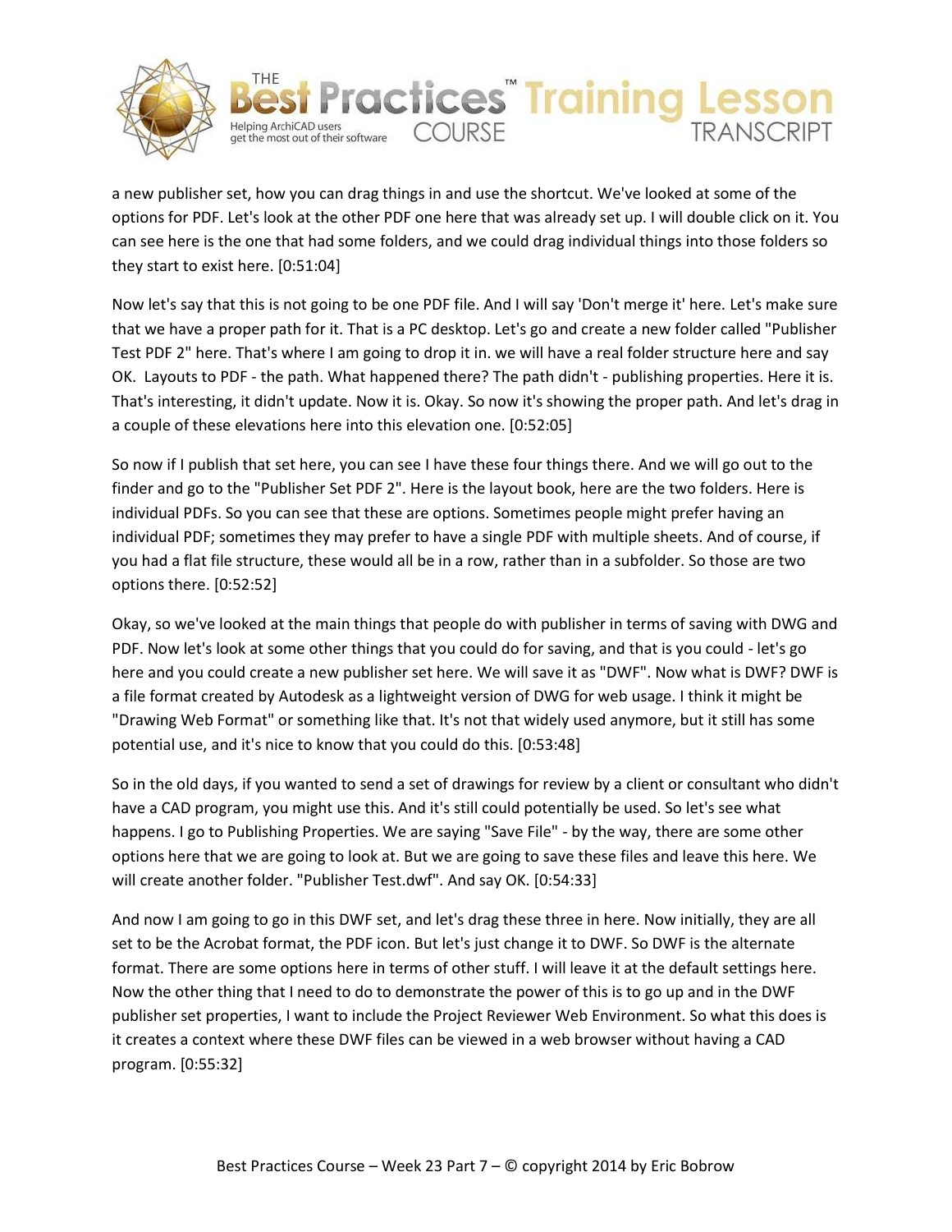a new publisher set, how you can drag things in and use the shortcut. We've looked at some of the options for PDF. Let's look at the other PDF one here that was already set up. I will double click on it. You can see here is the one that had some folders, and we could drag individual things into those folders so they start to exist here. [0:51:04]

Now let's say that this is not going to be one PDF file. And I will say 'Don't merge it' here. Let's make sure that we have a proper path for it. That is a PC desktop. Let's go and create a new folder called "Publisher Test PDF 2" here. That's where I am going to drop it in. we will have a real folder structure here and say OK. Layouts to PDF - the path. What happened there? The path didn't - publishing properties. Here it is. That's interesting, it didn't update. Now it is. Okay. So now it's showing the proper path. And let's drag in a couple of these elevations here into this elevation one. [0:52:05]

So now if I publish that set here, you can see I have these four things there. And we will go out to the finder and go to the "Publisher Set PDF 2". Here is the layout book, here are the two folders. Here is individual PDFs. So you can see that these are options. Sometimes people might prefer having an individual PDF; sometimes they may prefer to have a single PDF with multiple sheets. And of course, if you had a flat file structure, these would all be in a row, rather than in a subfolder. So those are two options there. [0:52:52]

Okay, so we've looked at the main things that people do with publisher in terms of saving with DWG and PDF. Now let's look at some other things that you could do for saving, and that is you could - let's go here and you could create a new publisher set here. We will save it as "DWF". Now what is DWF? DWF is a file format created by Autodesk as a lightweight version of DWG for web usage. I think it might be "Drawing Web Format" or something like that. It's not that widely used anymore, but it still has some potential use, and it's nice to know that you could do this. [0:53:48]

So in the old days, if you wanted to send a set of drawings for review by a client or consultant who didn't have a CAD program, you might use this. And it's still could potentially be used. So let's see what happens. I go to Publishing Properties. We are saying "Save File" - by the way, there are some other options here that we are going to look at. But we are going to save these files and leave this here. We will create another folder. "Publisher Test.dwf". And say OK. [0:54:33]

And now I am going to go in this DWF set, and let's drag these three in here. Now initially, they are all set to be the Acrobat format, the PDF icon. But let's just change it to DWF. So DWF is the alternate format. There are some options here in terms of other stuff. I will leave it at the default settings here. Now the other thing that I need to do to demonstrate the power of this is to go up and in the DWF publisher set properties, I want to include the Project Reviewer Web Environment. So what this does is it creates a context where these DWF files can be viewed in a web browser without having a CAD program. [0:55:32]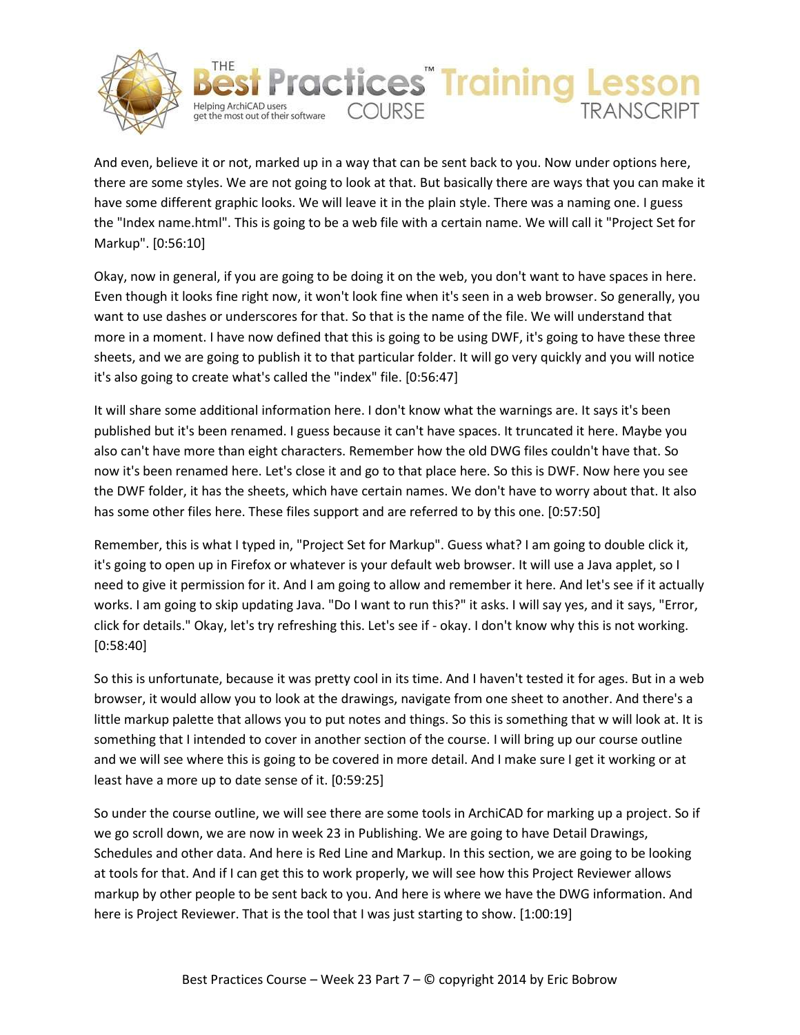And even, believe it or not, marked up in a way that can be sent back to you. Now under options here, there are some styles. We are not going to look at that. But basically there are ways that you can make it have some different graphic looks. We will leave it in the plain style. There was a naming one. I guess the "Index name.html". This is going to be a web file with a certain name. We will call it "Project Set for Markup". [0:56:10]

Okay, now in general, if you are going to be doing it on the web, you don't want to have spaces in here. Even though it looks fine right now, it won't look fine when it's seen in a web browser. So generally, you want to use dashes or underscores for that. So that is the name of the file. We will understand that more in a moment. I have now defined that this is going to be using DWF, it's going to have these three sheets, and we are going to publish it to that particular folder. It will go very quickly and you will notice it's also going to create what's called the "index" file. [0:56:47]

It will share some additional information here. I don't know what the warnings are. It says it's been published but it's been renamed. I guess because it can't have spaces. It truncated it here. Maybe you also can't have more than eight characters. Remember how the old DWG files couldn't have that. So now it's been renamed here. Let's close it and go to that place here. So this is DWF. Now here you see the DWF folder, it has the sheets, which have certain names. We don't have to worry about that. It also has some other files here. These files support and are referred to by this one. [0:57:50]

Remember, this is what I typed in, "Project Set for Markup". Guess what? I am going to double click it, it's going to open up in Firefox or whatever is your default web browser. It will use a Java applet, so I need to give it permission for it. And I am going to allow and remember it here. And let's see if it actually works. I am going to skip updating Java. "Do I want to run this?" it asks. I will say yes, and it says, "Error, click for details." Okay, let's try refreshing this. Let's see if - okay. I don't know why this is not working. [0:58:40]

So this is unfortunate, because it was pretty cool in its time. And I haven't tested it for ages. But in a web browser, it would allow you to look at the drawings, navigate from one sheet to another. And there's a little markup palette that allows you to put notes and things. So this is something that w will look at. It is something that I intended to cover in another section of the course. I will bring up our course outline and we will see where this is going to be covered in more detail. And I make sure I get it working or at least have a more up to date sense of it. [0:59:25]

So under the course outline, we will see there are some tools in ArchiCAD for marking up a project. So if we go scroll down, we are now in week 23 in Publishing. We are going to have Detail Drawings, Schedules and other data. And here is Red Line and Markup. In this section, we are going to be looking at tools for that. And if I can get this to work properly, we will see how this Project Reviewer allows markup by other people to be sent back to you. And here is where we have the DWG information. And here is Project Reviewer. That is the tool that I was just starting to show. [1:00:19]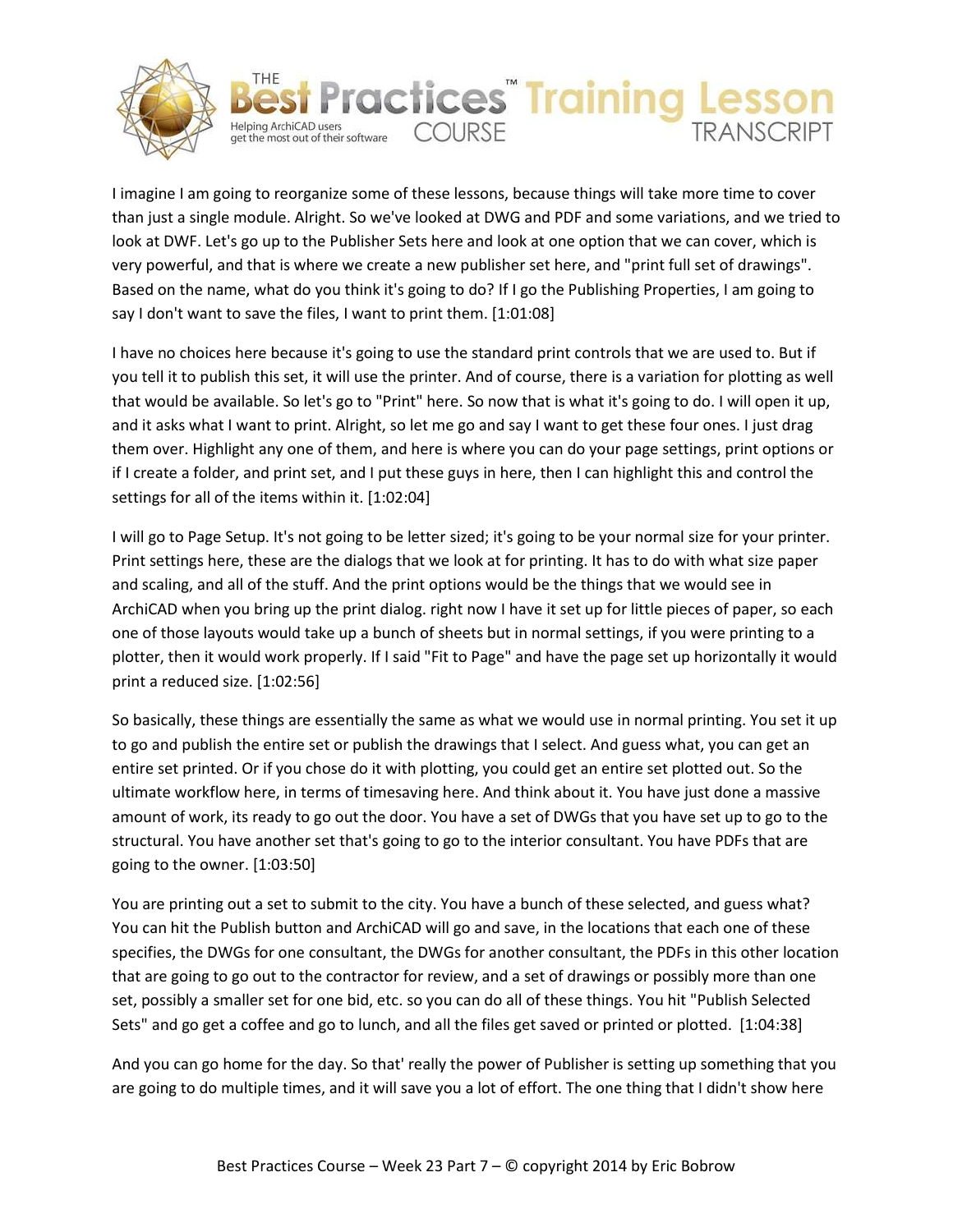I imagine I am going to reorganize some of these lessons, because things will take more time to cover than just a single module. Alright. So we've looked at DWG and PDF and some variations, and we tried to look at DWF. Let's go up to the Publisher Sets here and look at one option that we can cover, which is very powerful, and that is where we create a new publisher set here, and "print full set of drawings". Based on the name, what do you think it's going to do? If I go the Publishing Properties, I am going to say I don't want to save the files, I want to print them. [1:01:08]

I have no choices here because it's going to use the standard print controls that we are used to. But if you tell it to publish this set, it will use the printer. And of course, there is a variation for plotting as well that would be available. So let's go to "Print" here. So now that is what it's going to do. I will open it up, and it asks what I want to print. Alright, so let me go and say I want to get these four ones. I just drag them over. Highlight any one of them, and here is where you can do your page settings, print options or if I create a folder, and print set, and I put these guys in here, then I can highlight this and control the settings for all of the items within it. [1:02:04]

I will go to Page Setup. It's not going to be letter sized; it's going to be your normal size for your printer. Print settings here, these are the dialogs that we look at for printing. It has to do with what size paper and scaling, and all of the stuff. And the print options would be the things that we would see in ArchiCAD when you bring up the print dialog. right now I have it set up for little pieces of paper, so each one of those layouts would take up a bunch of sheets but in normal settings, if you were printing to a plotter, then it would work properly. If I said "Fit to Page" and have the page set up horizontally it would print a reduced size. [1:02:56]

So basically, these things are essentially the same as what we would use in normal printing. You set it up to go and publish the entire set or publish the drawings that I select. And guess what, you can get an entire set printed. Or if you chose do it with plotting, you could get an entire set plotted out. So the ultimate workflow here, in terms of timesaving here. And think about it. You have just done a massive amount of work, its ready to go out the door. You have a set of DWGs that you have set up to go to the structural. You have another set that's going to go to the interior consultant. You have PDFs that are going to the owner. [1:03:50]

You are printing out a set to submit to the city. You have a bunch of these selected, and guess what? You can hit the Publish button and ArchiCAD will go and save, in the locations that each one of these specifies, the DWGs for one consultant, the DWGs for another consultant, the PDFs in this other location that are going to go out to the contractor for review, and a set of drawings or possibly more than one set, possibly a smaller set for one bid, etc. so you can do all of these things. You hit "Publish Selected Sets" and go get a coffee and go to lunch, and all the files get saved or printed or plotted. [1:04:38]

And you can go home for the day. So that' really the power of Publisher is setting up something that you are going to do multiple times, and it will save you a lot of effort. The one thing that I didn't show here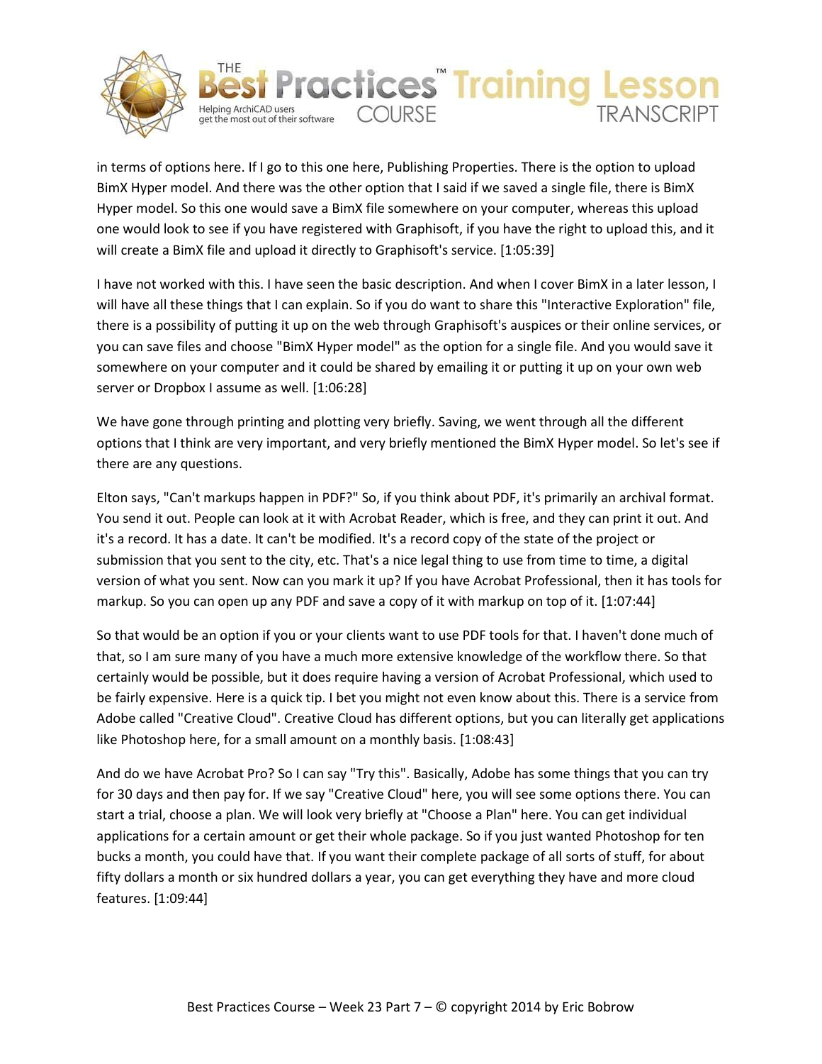in terms of options here. If I go to this one here, Publishing Properties. There is the option to upload BimX Hyper model. And there was the other option that I said if we saved a single file, there is BimX Hyper model. So this one would save a BimX file somewhere on your computer, whereas this upload one would look to see if you have registered with Graphisoft, if you have the right to upload this, and it will create a BimX file and upload it directly to Graphisoft's service. [1:05:39]

I have not worked with this. I have seen the basic description. And when I cover BimX in a later lesson, I will have all these things that I can explain. So if you do want to share this "Interactive Exploration" file, there is a possibility of putting it up on the web through Graphisoft's auspices or their online services, or you can save files and choose "BimX Hyper model" as the option for a single file. And you would save it somewhere on your computer and it could be shared by emailing it or putting it up on your own web server or Dropbox I assume as well. [1:06:28]

We have gone through printing and plotting very briefly. Saving, we went through all the different options that I think are very important, and very briefly mentioned the BimX Hyper model. So let's see if there are any questions.

Elton says, "Can't markups happen in PDF?" So, if you think about PDF, it's primarily an archival format. You send it out. People can look at it with Acrobat Reader, which is free, and they can print it out. And it's a record. It has a date. It can't be modified. It's a record copy of the state of the project or submission that you sent to the city, etc. That's a nice legal thing to use from time to time, a digital version of what you sent. Now can you mark it up? If you have Acrobat Professional, then it has tools for markup. So you can open up any PDF and save a copy of it with markup on top of it. [1:07:44]

So that would be an option if you or your clients want to use PDF tools for that. I haven't done much of that, so I am sure many of you have a much more extensive knowledge of the workflow there. So that certainly would be possible, but it does require having a version of Acrobat Professional, which used to be fairly expensive. Here is a quick tip. I bet you might not even know about this. There is a service from Adobe called "Creative Cloud". Creative Cloud has different options, but you can literally get applications like Photoshop here, for a small amount on a monthly basis. [1:08:43]

And do we have Acrobat Pro? So I can say "Try this". Basically, Adobe has some things that you can try for 30 days and then pay for. If we say "Creative Cloud" here, you will see some options there. You can start a trial, choose a plan. We will look very briefly at "Choose a Plan" here. You can get individual applications for a certain amount or get their whole package. So if you just wanted Photoshop for ten bucks a month, you could have that. If you want their complete package of all sorts of stuff, for about fifty dollars a month or six hundred dollars a year, you can get everything they have and more cloud features. [1:09:44]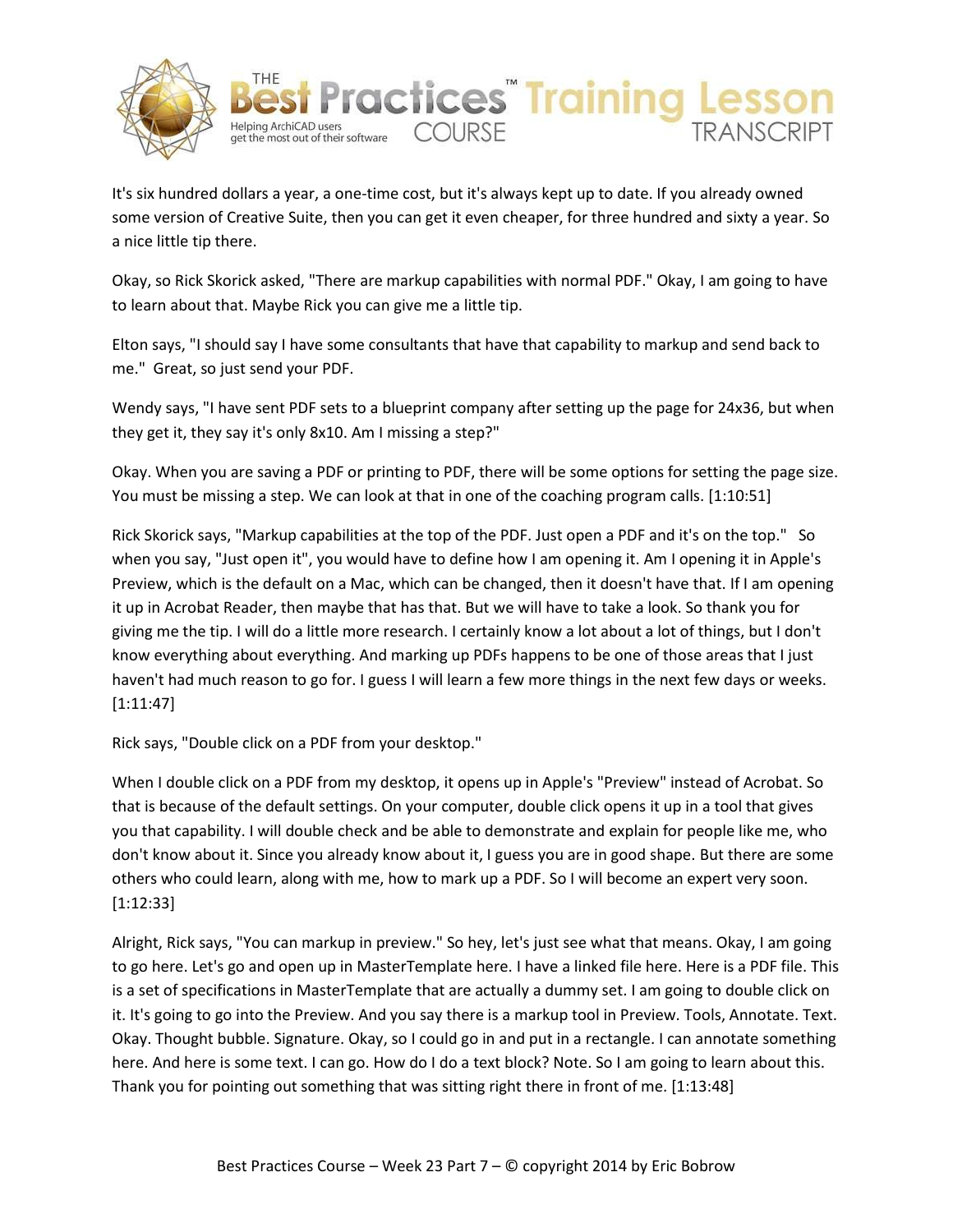It's six hundred dollars a year, a one-time cost, but it's always kept up to date. If you already owned some version of Creative Suite, then you can get it even cheaper, for three hundred and sixty a year. So a nice little tip there.

Okay, so Rick Skorick asked, "There are markup capabilities with normal PDF." Okay, I am going to have to learn about that. Maybe Rick you can give me a little tip.

Elton says, "I should say I have some consultants that have that capability to markup and send back to me." Great, so just send your PDF.

Wendy says, "I have sent PDF sets to a blueprint company after setting up the page for 24x36, but when they get it, they say it's only 8x10. Am I missing a step?"

Okay. When you are saving a PDF or printing to PDF, there will be some options for setting the page size. You must be missing a step. We can look at that in one of the coaching program calls. [1:10:51]

Rick Skorick says, "Markup capabilities at the top of the PDF. Just open a PDF and it's on the top." So when you say, "Just open it", you would have to define how I am opening it. Am I opening it in Apple's Preview, which is the default on a Mac, which can be changed, then it doesn't have that. If I am opening it up in Acrobat Reader, then maybe that has that. But we will have to take a look. So thank you for giving me the tip. I will do a little more research. I certainly know a lot about a lot of things, but I don't know everything about everything. And marking up PDFs happens to be one of those areas that I just haven't had much reason to go for. I guess I will learn a few more things in the next few days or weeks. [1:11:47]

Rick says, "Double click on a PDF from your desktop."

When I double click on a PDF from my desktop, it opens up in Apple's "Preview" instead of Acrobat. So that is because of the default settings. On your computer, double click opens it up in a tool that gives you that capability. I will double check and be able to demonstrate and explain for people like me, who don't know about it. Since you already know about it, I guess you are in good shape. But there are some others who could learn, along with me, how to mark up a PDF. So I will become an expert very soon. [1:12:33]

Alright, Rick says, "You can markup in preview." So hey, let's just see what that means. Okay, I am going to go here. Let's go and open up in MasterTemplate here. I have a linked file here. Here is a PDF file. This is a set of specifications in MasterTemplate that are actually a dummy set. I am going to double click on it. It's going to go into the Preview. And you say there is a markup tool in Preview. Tools, Annotate. Text. Okay. Thought bubble. Signature. Okay, so I could go in and put in a rectangle. I can annotate something here. And here is some text. I can go. How do I do a text block? Note. So I am going to learn about this. Thank you for pointing out something that was sitting right there in front of me. [1:13:48]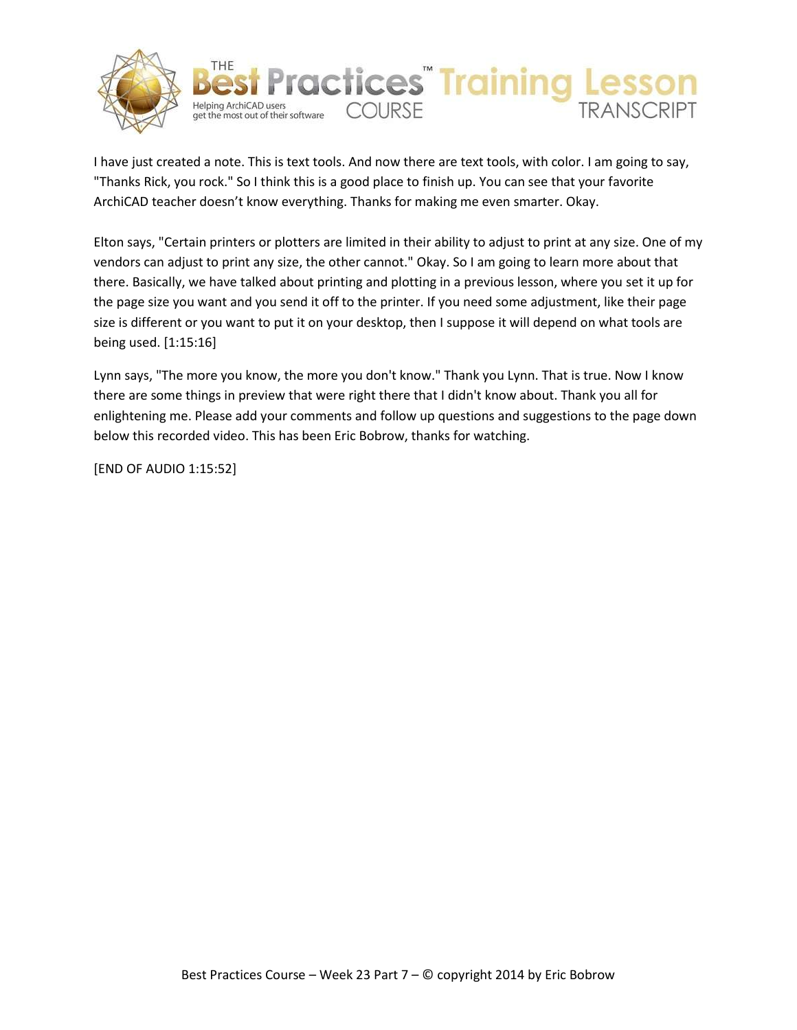I have just created a note. This is text tools. And now there are text tools, with color. I am going to say, "Thanks Rick, you rock." So I think this is a good place to finish up. You can see that your favorite ArchiCAD teacher doesn't know everything. Thanks for making me even smarter. Okay.

Elton says, "Certain printers or plotters are limited in their ability to adjust to print at any size. One of my vendors can adjust to print any size, the other cannot." Okay. So I am going to learn more about that there. Basically, we have talked about printing and plotting in a previous lesson, where you set it up for the page size you want and you send it off to the printer. If you need some adjustment, like their page size is different or you want to put it on your desktop, then I suppose it will depend on what tools are being used. [1:15:16]

Lynn says, "The more you know, the more you don't know." Thank you Lynn. That is true. Now I know there are some things in preview that were right there that I didn't know about. Thank you all for enlightening me. Please add your comments and follow up questions and suggestions to the page down below this recorded video. This has been Eric Bobrow, thanks for watching.

[END OF AUDIO 1:15:52]